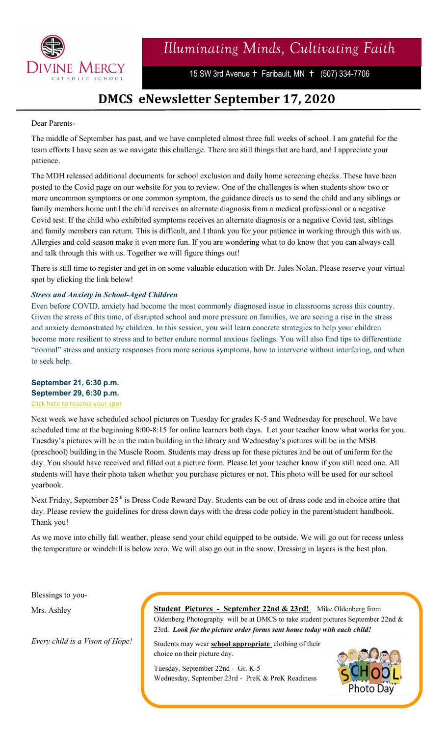Divine Mercy Catholic School

*Illuminating Minds, Cultivating Faith*

15 SW 3rd Avenue ✝ Faribault, MN ✝ (507) 334-7706

# DMCS eNewsletter September 17, 2020

Dear Parents-

The middle of September has past, and we have completed almost three full weeks of school. I am grateful for the team efforts I have seen as we navigate this challenge. There are still things that are hard, and I appreciate your patience.

The MDH released additional documents for school exclusion and daily home screening checks. These have been posted to the Covid page on our website for you to review. One of the challenges is when students show two or more uncommon symptoms or one common symptom, the guidance directs us to send the child and any siblings or family members home until the child receives an alternate diagnosis from a medical professional or a negative Covid test. If the child who exhibited symptoms receives an alternate diagnosis or a negative Covid test, siblings and family members can return. This is difficult, and I thank you for your patience in working through this with us. Allergies and cold season make it even more fun. If you are wondering what to do know that you can always call and talk through this with us. Together we will figure things out!

There is still time to register and get in on some valuable education with Dr. Jules Nolan. Please reserve your virtual spot by clicking the link below!

***Stress and Anxiety in School-Aged Children***

Even before COVID, anxiety had become the most commonly diagnosed issue in classrooms across this country. Given the stress of this time, of disrupted school and more pressure on families, we are seeing a rise in the stress and anxiety demonstrated by children. In this session, you will learn concrete strategies to help your children become more resilient to stress and to better endure normal anxious feelings. You will also find tips to differentiate "normal" stress and anxiety responses from more serious symptoms, how to intervene without interfering, and when to seek help.

**September 21, 6:30 p.m.**
**September 29, 6:30 p.m.**
Click here to reserve your spot

Next week we have scheduled school pictures on Tuesday for grades K-5 and Wednesday for preschool. We have scheduled time at the beginning 8:00-8:15 for online learners both days. Let your teacher know what works for you. Tuesday's pictures will be in the main building in the library and Wednesday's pictures will be in the MSB (preschool) building in the Muscle Room. Students may dress up for these pictures and be out of uniform for the day. You should have received and filled out a picture form. Please let your teacher know if you still need one. All students will have their photo taken whether you purchase pictures or not. This photo will be used for our school yearbook.

Next Friday, September 25th is Dress Code Reward Day. Students can be out of dress code and in choice attire that day. Please review the guidelines for dress down days with the dress code policy in the parent/student handbook. Thank you!

As we move into chilly fall weather, please send your child equipped to be outside. We will go out for recess unless the temperature or windchill is below zero. We will also go out in the snow. Dressing in layers is the best plan.

Blessings to you-

Mrs. Ashley

*Every child is a Vison of Hope!*

**Student Pictures - September 22nd & 23rd!** Mike Oldenberg from Oldenberg Photography will be at DMCS to take student pictures September 22nd & 23rd. ***Look for the picture order forms sent home today with each child!***

Students may wear **school appropriate** clothing of their choice on their picture day.

Tuesday, September 22nd - Gr. K-5
Wednesday, September 23rd - PreK & PreK Readiness

SCHOOL Photo Day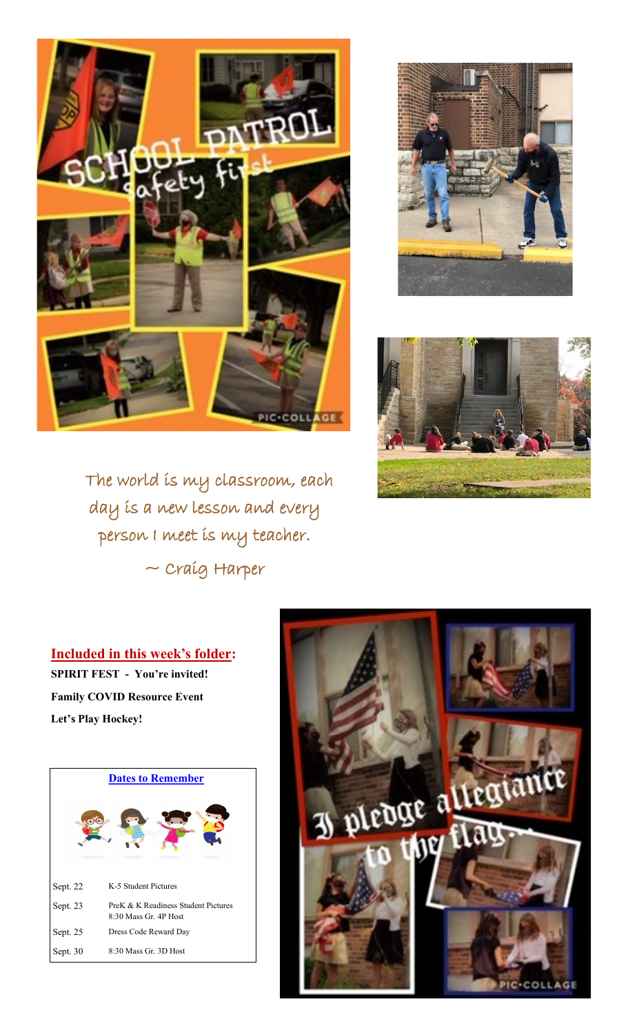The world is my classroom, each day is a new lesson and every person I meet is my teacher.

~ Craig Harper

**Included in this week's folder:**

**SPIRIT FEST - You're invited!**

**Family COVID Resource Event**

**Let's Play Hockey!**

**Dates to Remember**

| | |
|---|---|
| Sept. 22 | K-5 Student Pictures |
| Sept. 23 | PreK & K Readiness Student Pictures<br>8:30 Mass Gr. 4P Host |
| Sept. 25 | Dress Code Reward Day |
| Sept. 30 | 8:30 Mass Gr. 3D Host |